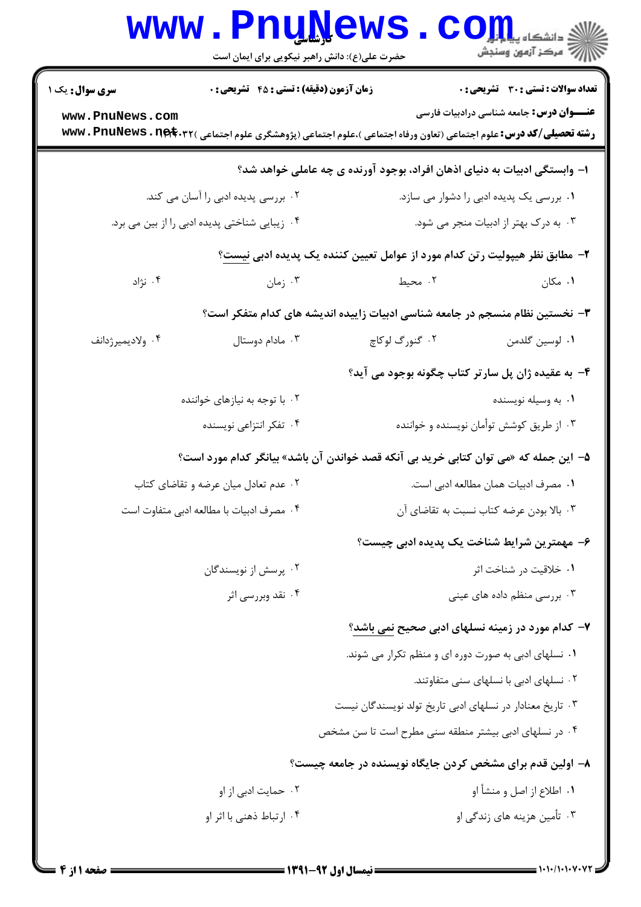**سری سوال:** یک ۱ | **زمان آزمون (دقیقه) : تستی : ۴۵ تشریحی : ۰** | **تعداد سوالات : تستی : ۳۰ تشریحی : ۰**

**عنـــوان درس:** جامعه شناسی درادبیات فارسی

**رشته تحصیلی/کد درس:** علوم اجتماعی (تعاون ورفاه اجتماعی )،علوم اجتماعی (پژوهشگری علوم اجتماعی )۱۲۲۲۰۳۲

۱- وابستگی ادبیات به دنیای اذهان افراد، بوجود آورنده ی چه عاملی خواهد شد؟

۱. بررسی یک پدیده ادبی را دشوار می سازد.
۲. بررسی پدیده ادبی را آسان می کند.
۳. به درک بهتر از ادبیات منجر می شود.
۴. زیبایی شناختی پدیده ادبی را از بین می برد.

۲- مطابق نظر هیپولیت رتن کدام مورد از عوامل تعیین کننده یک پدیده ادبی نیست؟

۱. مکان
۲. محیط
۳. زمان
۴. نژاد

۳- نخستین نظام منسجم در جامعه شناسی ادبیات زاییده اندیشه های کدام متفکر است؟

۱. لوسین گلدمن
۲. گئورگ لوکاچ
۳. مادام دوستال
۴. ولادیمیرژدانف

۴- به عقیده ژان پل سارتر کتاب چگونه بوجود می آید؟

۱. به وسیله نویسنده
۲. با توجه به نیازهای خواننده
۳. از طریق کوشش توأمان نویسنده و خواننده
۴. تفکر انتزاعی نویسنده

۵- این جمله که «می توان کتابی خرید بی آنکه قصد خواندن آن باشد» بیانگر کدام مورد است؟

۱. مصرف ادبیات همان مطالعه ادبی است.
۲. عدم تعادل میان عرضه و تقاضای کتاب
۳. بالا بودن عرضه کتاب نسبت به تقاضای آن
۴. مصرف ادبیات با مطالعه ادبی متفاوت است

۶- مهمترین شرایط شناخت یک پدیده ادبی چیست؟

۱. خلاقیت در شناخت اثر
۲. پرسش از نویسندگان
۳. بررسی منظم داده های عینی
۴. نقد وبررسی اثر

۷- کدام مورد در زمینه نسلهای ادبی صحیح نمی باشد؟

۱. نسلهای ادبی به صورت دوره ای و منظم تکرار می شوند.
۲. نسلهای ادبی با نسلهای سنی متفاوتند.
۳. تاریخ معنادار در نسلهای ادبی تاریخ تولد نویسندگان نیست
۴. در نسلهای ادبی بیشتر منطقه سنی مطرح است تا سن مشخص

۸- اولین قدم برای مشخص کردن جایگاه نویسنده در جامعه چیست؟

۱. اطلاع از اصل و منشأ او
۲. حمایت ادبی از او
۳. تأمین هزینه های زندگی او
۴. ارتباط ذهنی با اثر او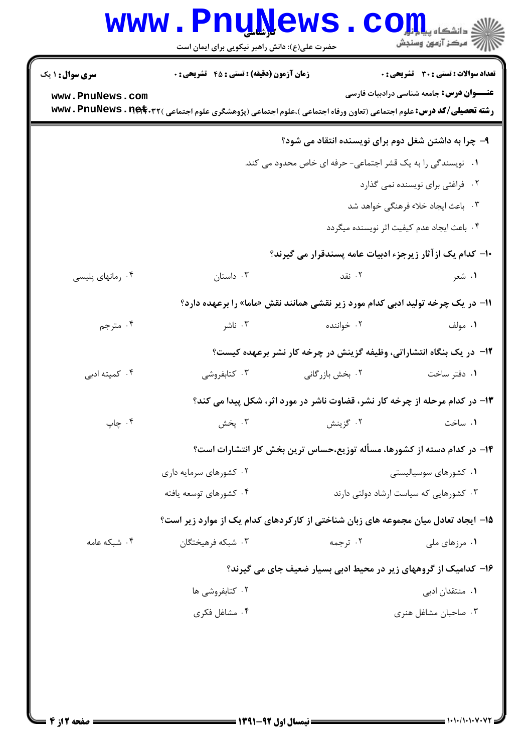**سری سوال:** ۱ یک　　**زمان آزمون (دقیقه) : تستی : ۴۵ تشریحی : ۰**　　**تعداد سوالات : تستی : ۳۰ تشریحی : ۰**

**عنـــوان درس:** جامعه شناسی درادبیات فارسی

**رشته تحصیلی/کد درس:** علوم اجتماعی (تعاون ورفاه اجتماعی )،علوم اجتماعی (پژوهشگری علوم اجتماعی )۱۲۲۲۰۳۲

**۹- چرا به داشتن شغل دوم برای نویسنده انتقاد می شود؟**

۱. نویسندگی را به یک قشر اجتماعی- حرفه ای خاص محدود می کند.

۲. فراغتی برای نویسنده نمی گذارد

۳. باعث ایجاد خلاء فرهنگی خواهد شد

۴. باعث ایجاد عدم کیفیت اثر نویسنده میگردد

**۱۰- کدام یک ازآثار زیرجزء ادبیات عامه پسندقرار می گیرند؟**

۱. شعر　　۲. نقد　　۳. داستان　　۴. رمانهای پلیسی

**۱۱- در یک چرخه تولید ادبی کدام مورد زیر نقشی همانند نقش «ماما» را برعهده دارد؟**

۱. مولف　　۲. خواننده　　۳. ناشر　　۴. مترجم

**۱۲- در یک بنگاه انتشاراتی، وظیفه گزینش در چرخه کار نشر برعهده کیست؟**

۱. دفتر ساخت　　۲. بخش بازرگانی　　۳. کتابفروشی　　۴. کمیته ادبی

**۱۳- در کدام مرحله از چرخه کار نشر، قضاوت ناشر در مورد اثر، شکل پیدا می کند؟**

۱. ساخت　　۲. گزینش　　۳. پخش　　۴. چاپ

**۱۴- در کدام دسته از کشورها، مسأله توزیع،حساس ترین بخش کار انتشارات است؟**

۱. کشورهای سوسیالیستی

۲. کشورهای سرمایه داری

۳. کشورهایی که سیاست ارشاد دولتی دارند

۴. کشورهای توسعه یافته

**۱۵- ایجاد تعادل میان مجموعه های زبان شناختی از کارکردهای کدام یک از موارد زیر است؟**

۱. مرزهای ملی　　۲. ترجمه　　۳. شبکه فرهیختگان　　۴. شبکه عامه

**۱۶- کدامیک از گروههای زیر در محیط ادبی بسیار ضعیف جای می گیرند؟**

۱. منتقدان ادبی

۲. کتابفروشی ها

۳. صاحبان مشاغل هنری

۴. مشاغل فکری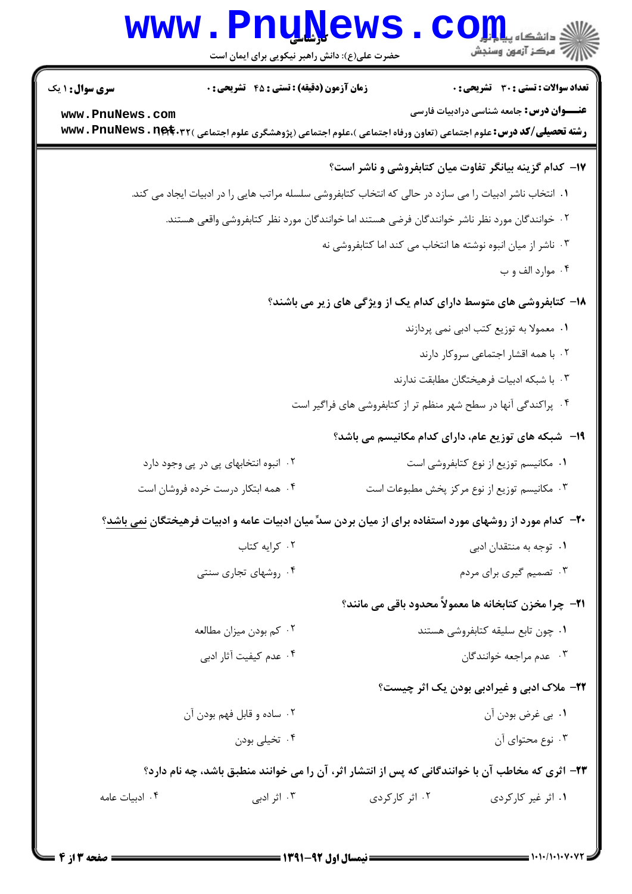**سری سوال:** ۱ یک | **زمان آزمون (دقیقه) : تستی : ۴۵ تشریحی : ۰** | **تعداد سوالات : تستی : ۳۰ تشریحی : ۰**

**عنـــوان درس:** جامعه شناسی درادبیات فارسی

**رشته تحصیلی/کد درس:** علوم اجتماعی (تعاون ورفاه اجتماعی )،علوم اجتماعی (پژوهشگری علوم اجتماعی )۱۲۲۲۰۳۲

**۱۷- کدام گزینه بیانگر تفاوت میان کتابفروشی و ناشر است؟**

۱. انتخاب ناشر ادبیات را می سازد در حالی که انتخاب کتابفروشی سلسله مراتب هایی را در ادبیات ایجاد می کند.

۲. خوانندگان مورد نظر ناشر خوانندگان فرضی هستند اما خوانندگان مورد نظر کتابفروشی واقعی هستند.

۳. ناشر از میان انبوه نوشته ها انتخاب می کند اما کتابفروشی نه

۴. موارد الف و ب

**۱۸- کتابفروشی های متوسط دارای کدام یک از ویژگی های زیر می باشند؟**

۱. معمولا به توزیع کتب ادبی نمی پردازند

۲. با همه اقشار اجتماعی سروکار دارند

۳. با شبکه ادبیات فرهیختگان مطابقت ندارند

۴. پراکندگی آنها در سطح شهر منظم تر از کتابفروشی های فراگیر است

**۱۹- شبکه های توزیع عام، دارای کدام مکانیسم می باشد؟**

۱. مکانیسم توزیع از نوع کتابفروشی است

۲. انبوه انتخابهای پی در پی وجود دارد

۳. مکانیسم توزیع از نوع مرکز پخش مطبوعات است

۴. همه ابتکار درست خرده فروشان است

**۲۰- کدام مورد از روشهای مورد استفاده برای از میان بردن سدّ میان ادبیات عامه و ادبیات فرهیختگان نمی باشد؟**

۱. توجه به منتقدان ادبی

۲. کرایه کتاب

۳. تصمیم گیری برای مردم

۴. روشهای تجاری سنتی

**۲۱- چرا مخزن کتابخانه ها معمولاً محدود باقی می مانند؟**

۱. چون تابع سلیقه کتابفروشی هستند

۲. کم بودن میزان مطالعه

۳. عدم مراجعه خوانندگان

۴. عدم کیفیت آثار ادبی

**۲۲- ملاک ادبی و غیرادبی بودن یک اثر چیست؟**

۱. بی غرض بودن آن

۲. ساده و قابل فهم بودن آن

۳. نوع محتوای آن

۴. تخیلی بودن

**۲۳- اثری که مخاطب آن با خوانندگانی که پس از انتشار اثر، آن را می خوانند منطبق باشد، چه نام دارد؟**

۱. اثر غیر کارکردی

۲. اثر کارکردی

۳. اثر ادبی

۴. ادبیات عامه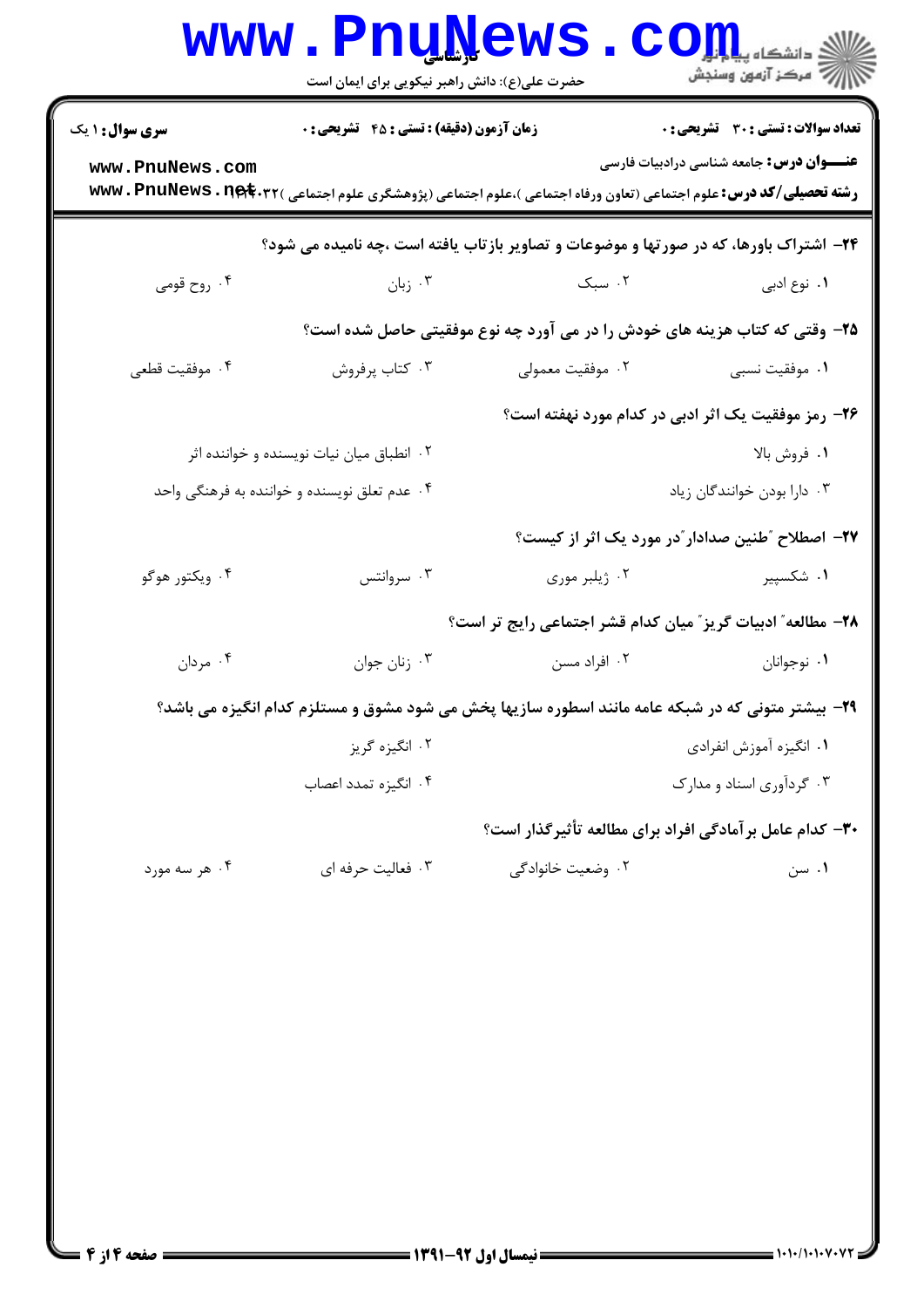۲۴- اشتراک باورها، که در صورتها و موضوعات و تصاویر بازتاب یافته است ،چه نامیده می شود؟

۱. نوع ادبی
۲. سبک
۳. زبان
۴. روح قومی

۲۵- وقتی که کتاب هزینه های خودش را در می آورد چه نوع موفقیتی حاصل شده است؟

۱. موفقیت نسبی
۲. موفقیت معمولی
۳. کتاب پرفروش
۴. موفقیت قطعی

۲۶- رمز موفقیت یک اثر ادبی در کدام مورد نهفته است؟

۱. فروش بالا
۲. انطباق میان نیات نویسنده و خواننده اثر
۳. دارا بودن خوانندگان زیاد
۴. عدم تعلق نویسنده و خواننده به فرهنگی واحد

۲۷- اصطلاح "طنین صدادار"در مورد یک اثر از کیست؟

۱. شکسپیر
۲. ژیلبر موری
۳. سروانتس
۴. ویکتور هوگو

۲۸- مطالعه" ادبیات گریز" میان کدام قشر اجتماعی رایج تر است؟

۱. نوجوانان
۲. افراد مسن
۳. زنان جوان
۴. مردان

۲۹- بیشتر متونی که در شبکه عامه مانند اسطوره سازیها پخش می شود مشوق و مستلزم کدام انگیزه می باشد؟

۱. انگیزه آموزش انفرادی
۲. انگیزه گریز
۳. گردآوری اسناد و مدارک
۴. انگیزه تمدد اعصاب

۳۰- کدام عامل برآمادگی افراد برای مطالعه تأثیرگذار است؟

۱. سن
۲. وضعیت خانوادگی
۳. فعالیت حرفه ای
۴. هر سه مورد